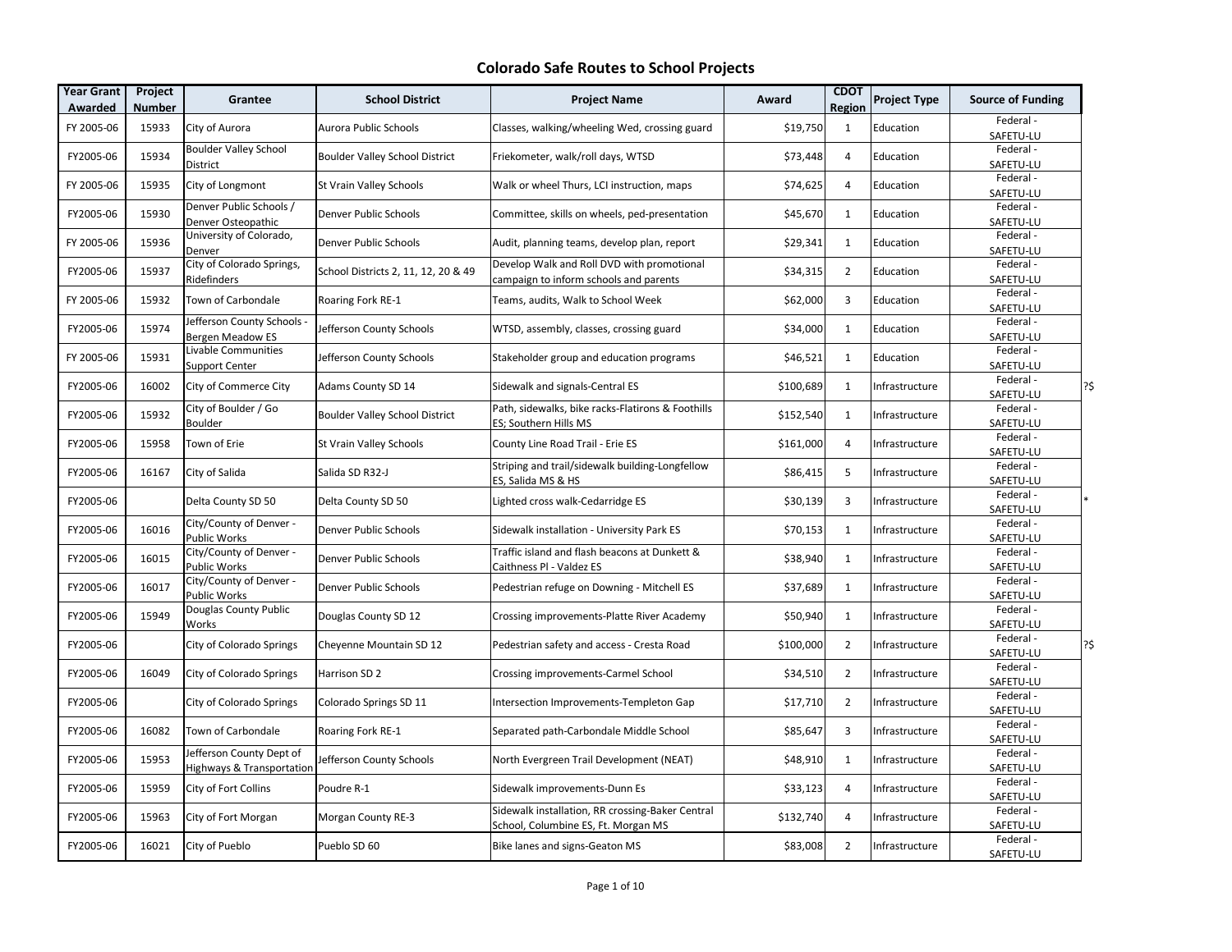# Colorado Safe Routes to School Projects

| Year Grant Awarded | Project Number | Grantee | School District | Project Name | Award | CDOT Region | Project Type | Source of Funding | |
|---|---|---|---|---|---|---|---|---|---|
| FY 2005-06 | 15933 | City of Aurora | Aurora Public Schools | Classes, walking/wheeling Wed, crossing guard | $19,750 | 1 | Education | Federal - SAFETU-LU | |
| FY2005-06 | 15934 | Boulder Valley School District | Boulder Valley School District | Friekometer, walk/roll days, WTSD | $73,448 | 4 | Education | Federal - SAFETU-LU | |
| FY 2005-06 | 15935 | City of Longmont | St Vrain Valley Schools | Walk or wheel Thurs, LCI instruction, maps | $74,625 | 4 | Education | Federal - SAFETU-LU | |
| FY2005-06 | 15930 | Denver Public Schools / Denver Osteopathic | Denver Public Schools | Committee, skills on wheels, ped-presentation | $45,670 | 1 | Education | Federal - SAFETU-LU | |
| FY 2005-06 | 15936 | University of Colorado, Denver | Denver Public Schools | Audit, planning teams, develop plan, report | $29,341 | 1 | Education | Federal - SAFETU-LU | |
| FY2005-06 | 15937 | City of Colorado Springs, Ridefinders | School Districts 2, 11, 12, 20 & 49 | Develop Walk and Roll DVD with promotional campaign to inform schools and parents | $34,315 | 2 | Education | Federal - SAFETU-LU | |
| FY 2005-06 | 15932 | Town of Carbondale | Roaring Fork RE-1 | Teams, audits, Walk to School Week | $62,000 | 3 | Education | Federal - SAFETU-LU | |
| FY2005-06 | 15974 | Jefferson County Schools - Bergen Meadow ES | Jefferson County Schools | WTSD, assembly, classes, crossing guard | $34,000 | 1 | Education | Federal - SAFETU-LU | |
| FY 2005-06 | 15931 | Livable Communities Support Center | Jefferson County Schools | Stakeholder group and education programs | $46,521 | 1 | Education | Federal - SAFETU-LU | |
| FY2005-06 | 16002 | City of Commerce City | Adams County SD 14 | Sidewalk and signals-Central ES | $100,689 | 1 | Infrastructure | Federal - SAFETU-LU | ?$ |
| FY2005-06 | 15932 | City of Boulder / Go Boulder | Boulder Valley School District | Path, sidewalks, bike racks-Flatirons & Foothills ES; Southern Hills MS | $152,540 | 1 | Infrastructure | Federal - SAFETU-LU | |
| FY2005-06 | 15958 | Town of Erie | St Vrain Valley Schools | County Line Road Trail - Erie ES | $161,000 | 4 | Infrastructure | Federal - SAFETU-LU | |
| FY2005-06 | 16167 | City of Salida | Salida SD R32-J | Striping and trail/sidewalk building-Longfellow ES, Salida MS & HS | $86,415 | 5 | Infrastructure | Federal - SAFETU-LU | |
| FY2005-06 | | Delta County SD 50 | Delta County SD 50 | Lighted cross walk-Cedarridge ES | $30,139 | 3 | Infrastructure | Federal - SAFETU-LU | * |
| FY2005-06 | 16016 | City/County of Denver - Public Works | Denver Public Schools | Sidewalk installation - University Park ES | $70,153 | 1 | Infrastructure | Federal - SAFETU-LU | |
| FY2005-06 | 16015 | City/County of Denver - Public Works | Denver Public Schools | Traffic island and flash beacons at Dunkett & Caithness Pl - Valdez ES | $38,940 | 1 | Infrastructure | Federal - SAFETU-LU | |
| FY2005-06 | 16017 | City/County of Denver - Public Works | Denver Public Schools | Pedestrian refuge on Downing - Mitchell ES | $37,689 | 1 | Infrastructure | Federal - SAFETU-LU | |
| FY2005-06 | 15949 | Douglas County Public Works | Douglas County SD 12 | Crossing improvements-Platte River Academy | $50,940 | 1 | Infrastructure | Federal - SAFETU-LU | |
| FY2005-06 | | City of Colorado Springs | Cheyenne Mountain SD 12 | Pedestrian safety and access - Cresta Road | $100,000 | 2 | Infrastructure | Federal - SAFETU-LU | ?$ |
| FY2005-06 | 16049 | City of Colorado Springs | Harrison SD 2 | Crossing improvements-Carmel School | $34,510 | 2 | Infrastructure | Federal - SAFETU-LU | |
| FY2005-06 | | City of Colorado Springs | Colorado Springs SD 11 | Intersection Improvements-Templeton Gap | $17,710 | 2 | Infrastructure | Federal - SAFETU-LU | |
| FY2005-06 | 16082 | Town of Carbondale | Roaring Fork RE-1 | Separated path-Carbondale Middle School | $85,647 | 3 | Infrastructure | Federal - SAFETU-LU | |
| FY2005-06 | 15953 | Jefferson County Dept of Highways & Transportation | Jefferson County Schools | North Evergreen Trail Development (NEAT) | $48,910 | 1 | Infrastructure | Federal - SAFETU-LU | |
| FY2005-06 | 15959 | City of Fort Collins | Poudre R-1 | Sidewalk improvements-Dunn Es | $33,123 | 4 | Infrastructure | Federal - SAFETU-LU | |
| FY2005-06 | 15963 | City of Fort Morgan | Morgan County RE-3 | Sidewalk installation, RR crossing-Baker Central School, Columbine ES, Ft. Morgan MS | $132,740 | 4 | Infrastructure | Federal - SAFETU-LU | |
| FY2005-06 | 16021 | City of Pueblo | Pueblo SD 60 | Bike lanes and signs-Geaton MS | $83,008 | 2 | Infrastructure | Federal - SAFETU-LU | |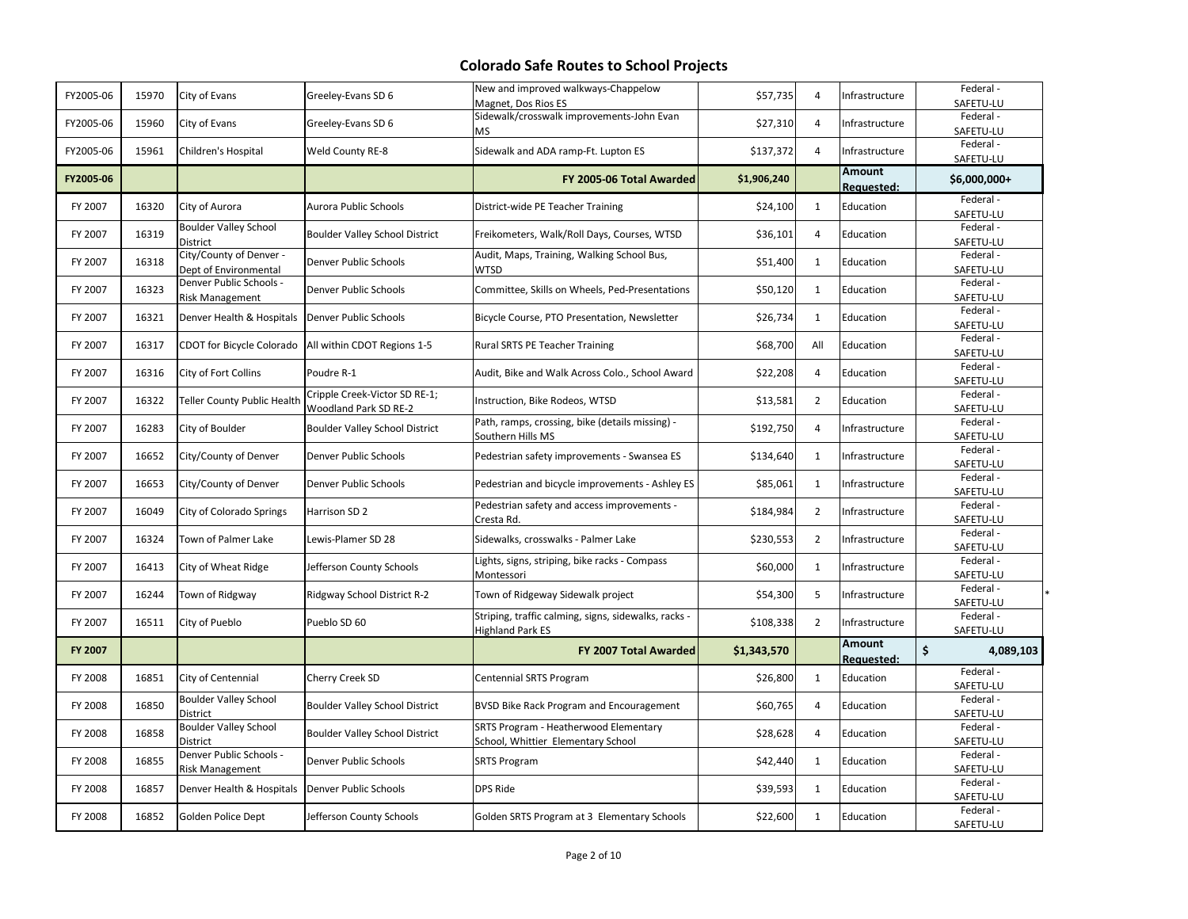# Colorado Safe Routes to School Projects

| | | | | | | | | |
|---|---|---|---|---|---|---|---|---|
| FY2005-06 | 15970 | City of Evans | Greeley-Evans SD 6 | New and improved walkways-Chappelow Magnet, Dos Rios ES | $57,735 | 4 | Infrastructure | Federal - SAFETU-LU |
| FY2005-06 | 15960 | City of Evans | Greeley-Evans SD 6 | Sidewalk/crosswalk improvements-John Evan MS | $27,310 | 4 | Infrastructure | Federal - SAFETU-LU |
| FY2005-06 | 15961 | Children's Hospital | Weld County RE-8 | Sidewalk and ADA ramp-Ft. Lupton ES | $137,372 | 4 | Infrastructure | Federal - SAFETU-LU |
| **FY2005-06** | | | | **FY 2005-06 Total Awarded** | **$1,906,240** | | **Amount Requested:** | **$6,000,000+** |
| FY 2007 | 16320 | City of Aurora | Aurora Public Schools | District-wide PE Teacher Training | $24,100 | 1 | Education | Federal - SAFETU-LU |
| FY 2007 | 16319 | Boulder Valley School District | Boulder Valley School District | Freikometers, Walk/Roll Days, Courses, WTSD | $36,101 | 4 | Education | Federal - SAFETU-LU |
| FY 2007 | 16318 | City/County of Denver - Dept of Environmental | Denver Public Schools | Audit, Maps, Training, Walking School Bus, WTSD | $51,400 | 1 | Education | Federal - SAFETU-LU |
| FY 2007 | 16323 | Denver Public Schools - Risk Management | Denver Public Schools | Committee, Skills on Wheels, Ped-Presentations | $50,120 | 1 | Education | Federal - SAFETU-LU |
| FY 2007 | 16321 | Denver Health & Hospitals | Denver Public Schools | Bicycle Course, PTO Presentation, Newsletter | $26,734 | 1 | Education | Federal - SAFETU-LU |
| FY 2007 | 16317 | CDOT for Bicycle Colorado | All within CDOT Regions 1-5 | Rural SRTS PE Teacher Training | $68,700 | All | Education | Federal - SAFETU-LU |
| FY 2007 | 16316 | City of Fort Collins | Poudre R-1 | Audit, Bike and Walk Across Colo., School Award | $22,208 | 4 | Education | Federal - SAFETU-LU |
| FY 2007 | 16322 | Teller County Public Health | Cripple Creek-Victor SD RE-1; Woodland Park SD RE-2 | Instruction, Bike Rodeos, WTSD | $13,581 | 2 | Education | Federal - SAFETU-LU |
| FY 2007 | 16283 | City of Boulder | Boulder Valley School District | Path, ramps, crossing, bike (details missing) - Southern Hills MS | $192,750 | 4 | Infrastructure | Federal - SAFETU-LU |
| FY 2007 | 16652 | City/County of Denver | Denver Public Schools | Pedestrian safety improvements - Swansea ES | $134,640 | 1 | Infrastructure | Federal - SAFETU-LU |
| FY 2007 | 16653 | City/County of Denver | Denver Public Schools | Pedestrian and bicycle improvements - Ashley ES | $85,061 | 1 | Infrastructure | Federal - SAFETU-LU |
| FY 2007 | 16049 | City of Colorado Springs | Harrison SD 2 | Pedestrian safety and access improvements - Cresta Rd. | $184,984 | 2 | Infrastructure | Federal - SAFETU-LU |
| FY 2007 | 16324 | Town of Palmer Lake | Lewis-Plamer SD 28 | Sidewalks, crosswalks - Palmer Lake | $230,553 | 2 | Infrastructure | Federal - SAFETU-LU |
| FY 2007 | 16413 | City of Wheat Ridge | Jefferson County Schools | Lights, signs, striping, bike racks - Compass Montessori | $60,000 | 1 | Infrastructure | Federal - SAFETU-LU |
| FY 2007 | 16244 | Town of Ridgway | Ridgway School District R-2 | Town of Ridgeway Sidewalk project | $54,300 | 5 | Infrastructure | Federal - SAFETU-LU * |
| FY 2007 | 16511 | City of Pueblo | Pueblo SD 60 | Striping, traffic calming, signs, sidewalks, racks - Highland Park ES | $108,338 | 2 | Infrastructure | Federal - SAFETU-LU |
| **FY 2007** | | | | **FY 2007 Total Awarded** | **$1,343,570** | | **Amount Requested:** | **$ 4,089,103** |
| FY 2008 | 16851 | City of Centennial | Cherry Creek SD | Centennial SRTS Program | $26,800 | 1 | Education | Federal - SAFETU-LU |
| FY 2008 | 16850 | Boulder Valley School District | Boulder Valley School District | BVSD Bike Rack Program and Encouragement | $60,765 | 4 | Education | Federal - SAFETU-LU |
| FY 2008 | 16858 | Boulder Valley School District | Boulder Valley School District | SRTS Program - Heatherwood Elementary School, Whittier Elementary School | $28,628 | 4 | Education | Federal - SAFETU-LU |
| FY 2008 | 16855 | Denver Public Schools - Risk Management | Denver Public Schools | SRTS Program | $42,440 | 1 | Education | Federal - SAFETU-LU |
| FY 2008 | 16857 | Denver Health & Hospitals | Denver Public Schools | DPS Ride | $39,593 | 1 | Education | Federal - SAFETU-LU |
| FY 2008 | 16852 | Golden Police Dept | Jefferson County Schools | Golden SRTS Program at 3 Elementary Schools | $22,600 | 1 | Education | Federal - SAFETU-LU |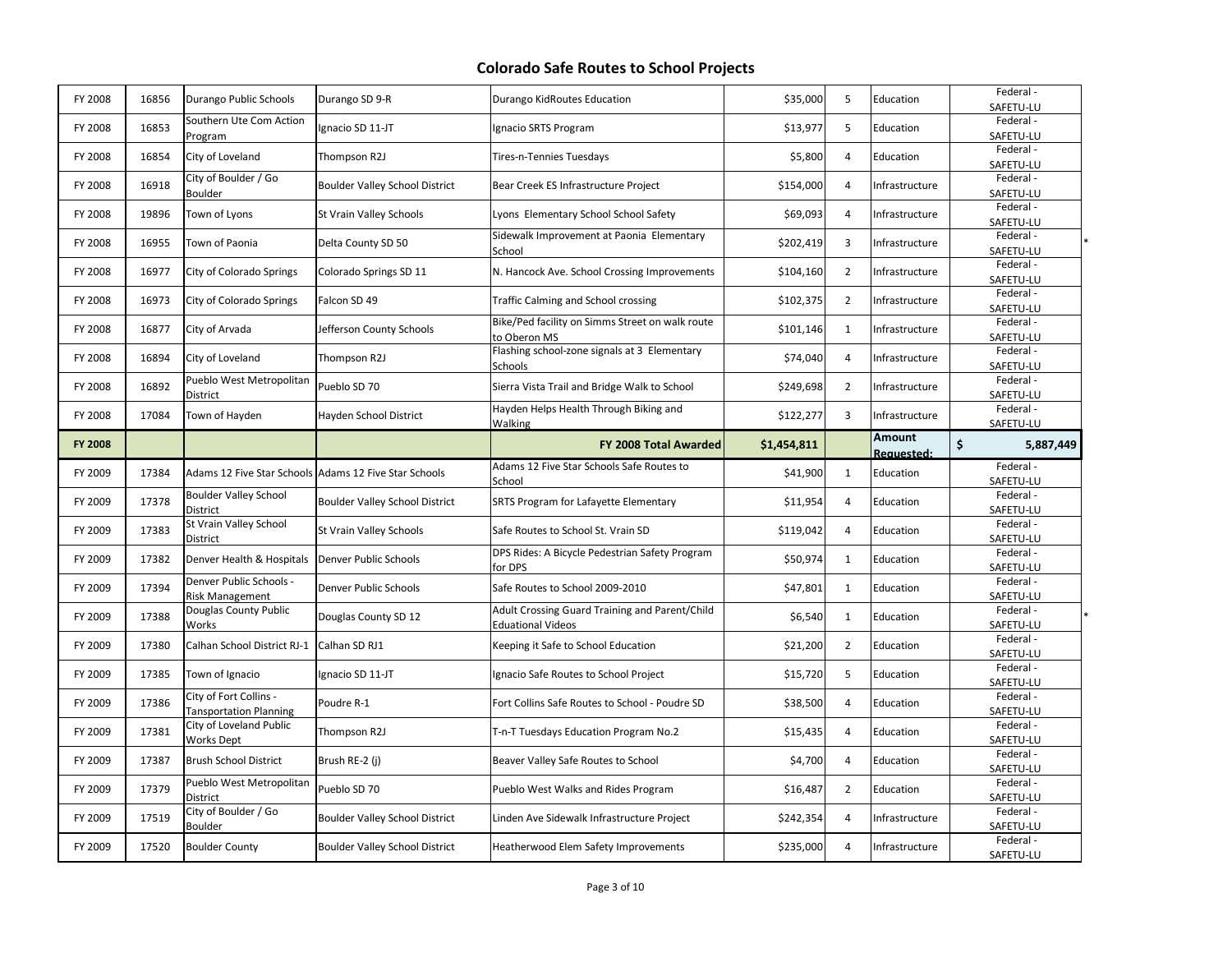# Colorado Safe Routes to School Projects

| | | | | | | | | | |
|---|---|---|---|---|---|---|---|---|---|
| FY 2008 | 16856 | Durango Public Schools | Durango SD 9-R | Durango KidRoutes Education | $35,000 | 5 | Education | Federal - SAFETU-LU | |
| FY 2008 | 16853 | Southern Ute Com Action Program | Ignacio SD 11-JT | Ignacio SRTS Program | $13,977 | 5 | Education | Federal - SAFETU-LU | |
| FY 2008 | 16854 | City of Loveland | Thompson R2J | Tires-n-Tennies Tuesdays | $5,800 | 4 | Education | Federal - SAFETU-LU | |
| FY 2008 | 16918 | City of Boulder / Go Boulder | Boulder Valley School District | Bear Creek ES Infrastructure Project | $154,000 | 4 | Infrastructure | Federal - SAFETU-LU | |
| FY 2008 | 19896 | Town of Lyons | St Vrain Valley Schools | Lyons Elementary School School Safety | $69,093 | 4 | Infrastructure | Federal - SAFETU-LU | |
| FY 2008 | 16955 | Town of Paonia | Delta County SD 50 | Sidewalk Improvement at Paonia Elementary School | $202,419 | 3 | Infrastructure | Federal - SAFETU-LU | * |
| FY 2008 | 16977 | City of Colorado Springs | Colorado Springs SD 11 | N. Hancock Ave. School Crossing Improvements | $104,160 | 2 | Infrastructure | Federal - SAFETU-LU | |
| FY 2008 | 16973 | City of Colorado Springs | Falcon SD 49 | Traffic Calming and School crossing | $102,375 | 2 | Infrastructure | Federal - SAFETU-LU | |
| FY 2008 | 16877 | City of Arvada | Jefferson County Schools | Bike/Ped facility on Simms Street on walk route to Oberon MS | $101,146 | 1 | Infrastructure | Federal - SAFETU-LU | |
| FY 2008 | 16894 | City of Loveland | Thompson R2J | Flashing school-zone signals at 3 Elementary Schools | $74,040 | 4 | Infrastructure | Federal - SAFETU-LU | |
| FY 2008 | 16892 | Pueblo West Metropolitan District | Pueblo SD 70 | Sierra Vista Trail and Bridge Walk to School | $249,698 | 2 | Infrastructure | Federal - SAFETU-LU | |
| FY 2008 | 17084 | Town of Hayden | Hayden School District | Hayden Helps Health Through Biking and Walking | $122,277 | 3 | Infrastructure | Federal - SAFETU-LU | |
| **FY 2008** | | | | **FY 2008 Total Awarded** | **$1,454,811** | | **Amount Requested:** | **$ 5,887,449** | |
| FY 2009 | 17384 | Adams 12 Five Star Schools | Adams 12 Five Star Schools | Adams 12 Five Star Schools Safe Routes to School | $41,900 | 1 | Education | Federal - SAFETU-LU | |
| FY 2009 | 17378 | Boulder Valley School District | Boulder Valley School District | SRTS Program for Lafayette Elementary | $11,954 | 4 | Education | Federal - SAFETU-LU | |
| FY 2009 | 17383 | St Vrain Valley School District | St Vrain Valley Schools | Safe Routes to School St. Vrain SD | $119,042 | 4 | Education | Federal - SAFETU-LU | |
| FY 2009 | 17382 | Denver Health & Hospitals | Denver Public Schools | DPS Rides: A Bicycle Pedestrian Safety Program for DPS | $50,974 | 1 | Education | Federal - SAFETU-LU | |
| FY 2009 | 17394 | Denver Public Schools - Risk Management | Denver Public Schools | Safe Routes to School 2009-2010 | $47,801 | 1 | Education | Federal - SAFETU-LU | |
| FY 2009 | 17388 | Douglas County Public Works | Douglas County SD 12 | Adult Crossing Guard Training and Parent/Child Eduational Videos | $6,540 | 1 | Education | Federal - SAFETU-LU | * |
| FY 2009 | 17380 | Calhan School District RJ-1 | Calhan SD RJ1 | Keeping it Safe to School Education | $21,200 | 2 | Education | Federal - SAFETU-LU | |
| FY 2009 | 17385 | Town of Ignacio | Ignacio SD 11-JT | Ignacio Safe Routes to School Project | $15,720 | 5 | Education | Federal - SAFETU-LU | |
| FY 2009 | 17386 | City of Fort Collins - Tansportation Planning | Poudre R-1 | Fort Collins Safe Routes to School - Poudre SD | $38,500 | 4 | Education | Federal - SAFETU-LU | |
| FY 2009 | 17381 | City of Loveland Public Works Dept | Thompson R2J | T-n-T Tuesdays Education Program No.2 | $15,435 | 4 | Education | Federal - SAFETU-LU | |
| FY 2009 | 17387 | Brush School District | Brush RE-2 (j) | Beaver Valley Safe Routes to School | $4,700 | 4 | Education | Federal - SAFETU-LU | |
| FY 2009 | 17379 | Pueblo West Metropolitan District | Pueblo SD 70 | Pueblo West Walks and Rides Program | $16,487 | 2 | Education | Federal - SAFETU-LU | |
| FY 2009 | 17519 | City of Boulder / Go Boulder | Boulder Valley School District | Linden Ave Sidewalk Infrastructure Project | $242,354 | 4 | Infrastructure | Federal - SAFETU-LU | |
| FY 2009 | 17520 | Boulder County | Boulder Valley School District | Heatherwood Elem Safety Improvements | $235,000 | 4 | Infrastructure | Federal - SAFETU-LU | |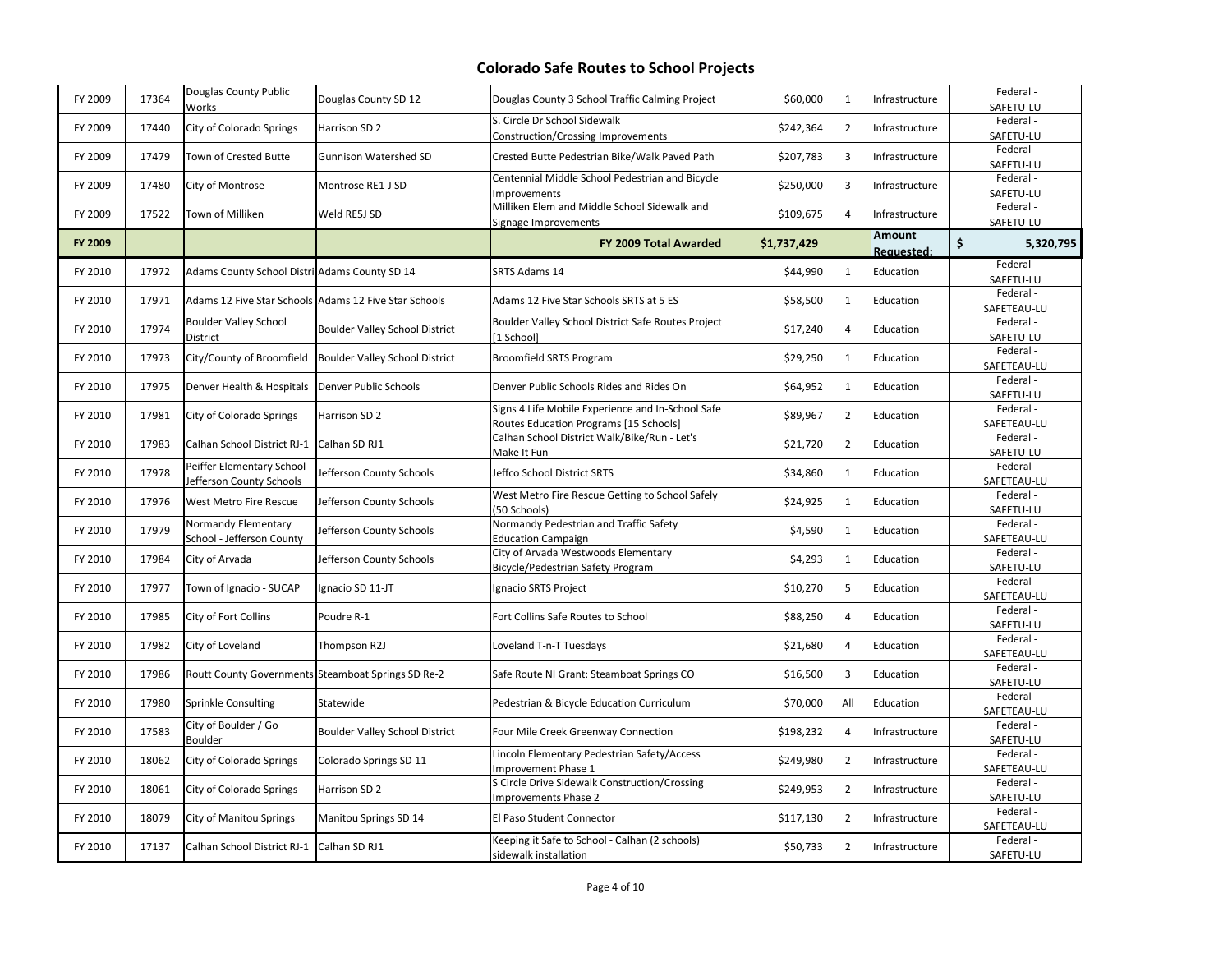# Colorado Safe Routes to School Projects

| | | | | | | | | |
|---|---|---|---|---|---|---|---|---|
| FY 2009 | 17364 | Douglas County Public Works | Douglas County SD 12 | Douglas County 3 School Traffic Calming Project | $60,000 | 1 | Infrastructure | Federal - SAFETU-LU |
| FY 2009 | 17440 | City of Colorado Springs | Harrison SD 2 | S. Circle Dr School Sidewalk Construction/Crossing Improvements | $242,364 | 2 | Infrastructure | Federal - SAFETU-LU |
| FY 2009 | 17479 | Town of Crested Butte | Gunnison Watershed SD | Crested Butte Pedestrian Bike/Walk Paved Path | $207,783 | 3 | Infrastructure | Federal - SAFETU-LU |
| FY 2009 | 17480 | City of Montrose | Montrose RE1-J SD | Centennial Middle School Pedestrian and Bicycle Improvements | $250,000 | 3 | Infrastructure | Federal - SAFETU-LU |
| FY 2009 | 17522 | Town of Milliken | Weld RE5J SD | Milliken Elem and Middle School Sidewalk and Signage Improvements | $109,675 | 4 | Infrastructure | Federal - SAFETU-LU |
| **FY 2009** | | | | **FY 2009 Total Awarded** | **$1,737,429** | | **Amount Requested:** | **$ 5,320,795** |
| FY 2010 | 17972 | Adams County School Distri | Adams County SD 14 | SRTS Adams 14 | $44,990 | 1 | Education | Federal - SAFETU-LU |
| FY 2010 | 17971 | Adams 12 Five Star Schools | Adams 12 Five Star Schools | Adams 12 Five Star Schools SRTS at 5 ES | $58,500 | 1 | Education | Federal - SAFETEAU-LU |
| FY 2010 | 17974 | Boulder Valley School District | Boulder Valley School District | Boulder Valley School District Safe Routes Project [1 School] | $17,240 | 4 | Education | Federal - SAFETU-LU |
| FY 2010 | 17973 | City/County of Broomfield | Boulder Valley School District | Broomfield SRTS Program | $29,250 | 1 | Education | Federal - SAFETEAU-LU |
| FY 2010 | 17975 | Denver Health & Hospitals | Denver Public Schools | Denver Public Schools Rides and Rides On | $64,952 | 1 | Education | Federal - SAFETU-LU |
| FY 2010 | 17981 | City of Colorado Springs | Harrison SD 2 | Signs 4 Life Mobile Experience and In-School Safe Routes Education Programs [15 Schools] | $89,967 | 2 | Education | Federal - SAFETEAU-LU |
| FY 2010 | 17983 | Calhan School District RJ-1 | Calhan SD RJ1 | Calhan School District Walk/Bike/Run - Let's Make It Fun | $21,720 | 2 | Education | Federal - SAFETU-LU |
| FY 2010 | 17978 | Peiffer Elementary School - Jefferson County Schools | Jefferson County Schools | Jeffco School District SRTS | $34,860 | 1 | Education | Federal - SAFETEAU-LU |
| FY 2010 | 17976 | West Metro Fire Rescue | Jefferson County Schools | West Metro Fire Rescue Getting to School Safely (50 Schools) | $24,925 | 1 | Education | Federal - SAFETU-LU |
| FY 2010 | 17979 | Normandy Elementary School - Jefferson County | Jefferson County Schools | Normandy Pedestrian and Traffic Safety Education Campaign | $4,590 | 1 | Education | Federal - SAFETEAU-LU |
| FY 2010 | 17984 | City of Arvada | Jefferson County Schools | City of Arvada Westwoods Elementary Bicycle/Pedestrian Safety Program | $4,293 | 1 | Education | Federal - SAFETU-LU |
| FY 2010 | 17977 | Town of Ignacio - SUCAP | Ignacio SD 11-JT | Ignacio SRTS Project | $10,270 | 5 | Education | Federal - SAFETEAU-LU |
| FY 2010 | 17985 | City of Fort Collins | Poudre R-1 | Fort Collins Safe Routes to School | $88,250 | 4 | Education | Federal - SAFETU-LU |
| FY 2010 | 17982 | City of Loveland | Thompson R2J | Loveland T-n-T Tuesdays | $21,680 | 4 | Education | Federal - SAFETEAU-LU |
| FY 2010 | 17986 | Routt County Governments | Steamboat Springs SD Re-2 | Safe Route NI Grant: Steamboat Springs CO | $16,500 | 3 | Education | Federal - SAFETU-LU |
| FY 2010 | 17980 | Sprinkle Consulting | Statewide | Pedestrian & Bicycle Education Curriculum | $70,000 | All | Education | Federal - SAFETEAU-LU |
| FY 2010 | 17583 | City of Boulder / Go Boulder | Boulder Valley School District | Four Mile Creek Greenway Connection | $198,232 | 4 | Infrastructure | Federal - SAFETU-LU |
| FY 2010 | 18062 | City of Colorado Springs | Colorado Springs SD 11 | Lincoln Elementary Pedestrian Safety/Access Improvement Phase 1 | $249,980 | 2 | Infrastructure | Federal - SAFETEAU-LU |
| FY 2010 | 18061 | City of Colorado Springs | Harrison SD 2 | S Circle Drive Sidewalk Construction/Crossing Improvements Phase 2 | $249,953 | 2 | Infrastructure | Federal - SAFETU-LU |
| FY 2010 | 18079 | City of Manitou Springs | Manitou Springs SD 14 | El Paso Student Connector | $117,130 | 2 | Infrastructure | Federal - SAFETEAU-LU |
| FY 2010 | 17137 | Calhan School District RJ-1 | Calhan SD RJ1 | Keeping it Safe to School - Calhan (2 schools) sidewalk installation | $50,733 | 2 | Infrastructure | Federal - SAFETU-LU |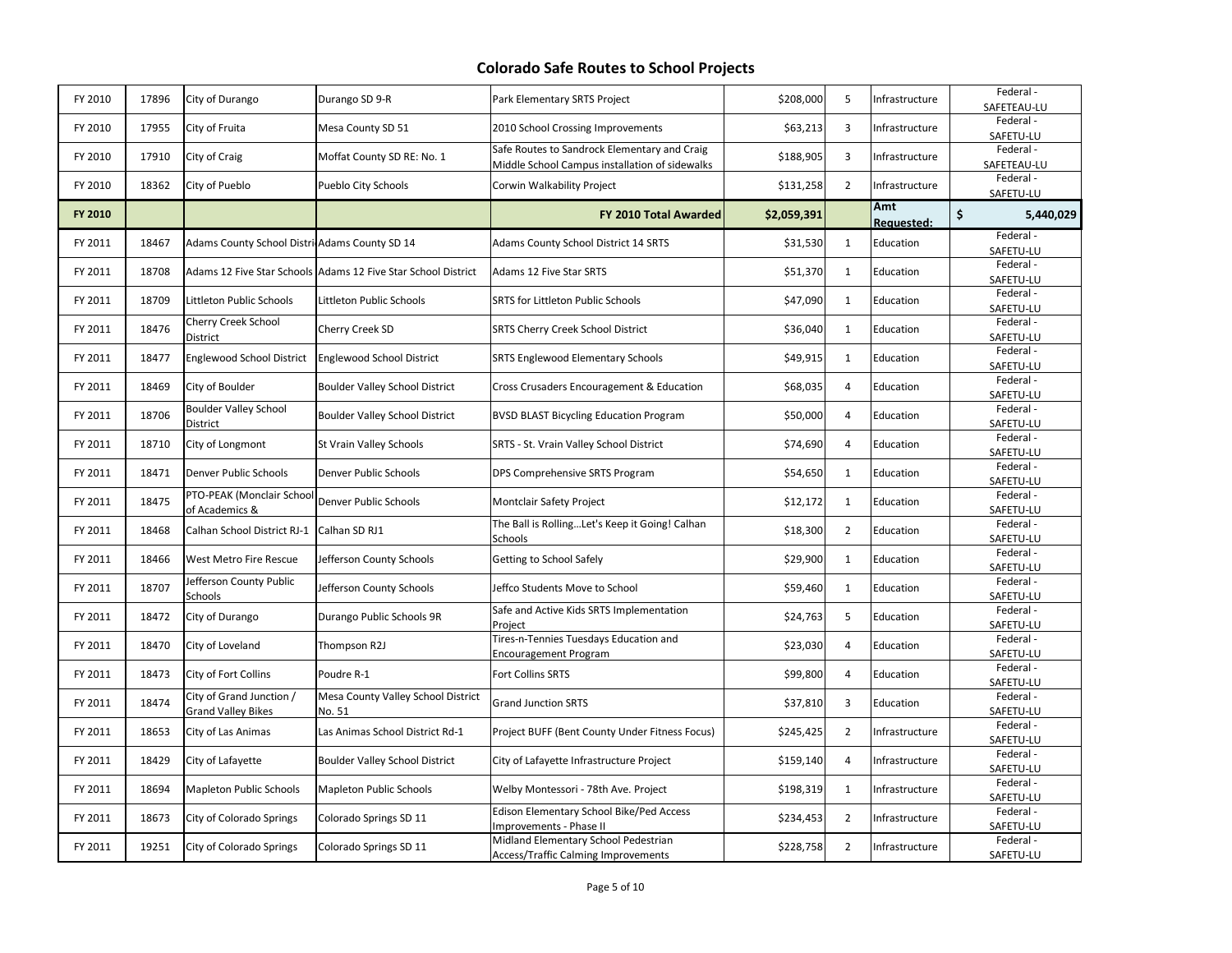# Colorado Safe Routes to School Projects

| | | | | | | | | |
|---|---|---|---|---|---|---|---|---|
| FY 2010 | 17896 | City of Durango | Durango SD 9-R | Park Elementary SRTS Project | $208,000 | 5 | Infrastructure | Federal - SAFETEAU-LU |
| FY 2010 | 17955 | City of Fruita | Mesa County SD 51 | 2010 School Crossing Improvements | $63,213 | 3 | Infrastructure | Federal - SAFETU-LU |
| FY 2010 | 17910 | City of Craig | Moffat County SD RE: No. 1 | Safe Routes to Sandrock Elementary and Craig Middle School Campus installation of sidewalks | $188,905 | 3 | Infrastructure | Federal - SAFETEAU-LU |
| FY 2010 | 18362 | City of Pueblo | Pueblo City Schools | Corwin Walkability Project | $131,258 | 2 | Infrastructure | Federal - SAFETU-LU |
| **FY 2010** | | | | **FY 2010 Total Awarded** | **$2,059,391** | | **Amt Requested:** | **$ 5,440,029** |
| FY 2011 | 18467 | Adams County School Distri | Adams County SD 14 | Adams County School District 14 SRTS | $31,530 | 1 | Education | Federal - SAFETU-LU |
| FY 2011 | 18708 | Adams 12 Five Star Schools | Adams 12 Five Star School District | Adams 12 Five Star SRTS | $51,370 | 1 | Education | Federal - SAFETU-LU |
| FY 2011 | 18709 | Littleton Public Schools | Littleton Public Schools | SRTS for Littleton Public Schools | $47,090 | 1 | Education | Federal - SAFETU-LU |
| FY 2011 | 18476 | Cherry Creek School District | Cherry Creek SD | SRTS Cherry Creek School District | $36,040 | 1 | Education | Federal - SAFETU-LU |
| FY 2011 | 18477 | Englewood School District | Englewood School District | SRTS Englewood Elementary Schools | $49,915 | 1 | Education | Federal - SAFETU-LU |
| FY 2011 | 18469 | City of Boulder | Boulder Valley School District | Cross Crusaders Encouragement & Education | $68,035 | 4 | Education | Federal - SAFETU-LU |
| FY 2011 | 18706 | Boulder Valley School District | Boulder Valley School District | BVSD BLAST Bicycling Education Program | $50,000 | 4 | Education | Federal - SAFETU-LU |
| FY 2011 | 18710 | City of Longmont | St Vrain Valley Schools | SRTS - St. Vrain Valley School District | $74,690 | 4 | Education | Federal - SAFETU-LU |
| FY 2011 | 18471 | Denver Public Schools | Denver Public Schools | DPS Comprehensive SRTS Program | $54,650 | 1 | Education | Federal - SAFETU-LU |
| FY 2011 | 18475 | PTO-PEAK (Monclair School of Academics & | Denver Public Schools | Montclair Safety Project | $12,172 | 1 | Education | Federal - SAFETU-LU |
| FY 2011 | 18468 | Calhan School District RJ-1 | Calhan SD RJ1 | The Ball is Rolling…Let's Keep it Going! Calhan Schools | $18,300 | 2 | Education | Federal - SAFETU-LU |
| FY 2011 | 18466 | West Metro Fire Rescue | Jefferson County Schools | Getting to School Safely | $29,900 | 1 | Education | Federal - SAFETU-LU |
| FY 2011 | 18707 | Jefferson County Public Schools | Jefferson County Schools | Jeffco Students Move to School | $59,460 | 1 | Education | Federal - SAFETU-LU |
| FY 2011 | 18472 | City of Durango | Durango Public Schools 9R | Safe and Active Kids SRTS Implementation Project | $24,763 | 5 | Education | Federal - SAFETU-LU |
| FY 2011 | 18470 | City of Loveland | Thompson R2J | Tires-n-Tennies Tuesdays Education and Encouragement Program | $23,030 | 4 | Education | Federal - SAFETU-LU |
| FY 2011 | 18473 | City of Fort Collins | Poudre R-1 | Fort Collins SRTS | $99,800 | 4 | Education | Federal - SAFETU-LU |
| FY 2011 | 18474 | City of Grand Junction / Grand Valley Bikes | Mesa County Valley School District No. 51 | Grand Junction SRTS | $37,810 | 3 | Education | Federal - SAFETU-LU |
| FY 2011 | 18653 | City of Las Animas | Las Animas School District Rd-1 | Project BUFF (Bent County Under Fitness Focus) | $245,425 | 2 | Infrastructure | Federal - SAFETU-LU |
| FY 2011 | 18429 | City of Lafayette | Boulder Valley School District | City of Lafayette Infrastructure Project | $159,140 | 4 | Infrastructure | Federal - SAFETU-LU |
| FY 2011 | 18694 | Mapleton Public Schools | Mapleton Public Schools | Welby Montessori - 78th Ave. Project | $198,319 | 1 | Infrastructure | Federal - SAFETU-LU |
| FY 2011 | 18673 | City of Colorado Springs | Colorado Springs SD 11 | Edison Elementary School Bike/Ped Access Improvements - Phase II | $234,453 | 2 | Infrastructure | Federal - SAFETU-LU |
| FY 2011 | 19251 | City of Colorado Springs | Colorado Springs SD 11 | Midland Elementary School Pedestrian Access/Traffic Calming Improvements | $228,758 | 2 | Infrastructure | Federal - SAFETU-LU |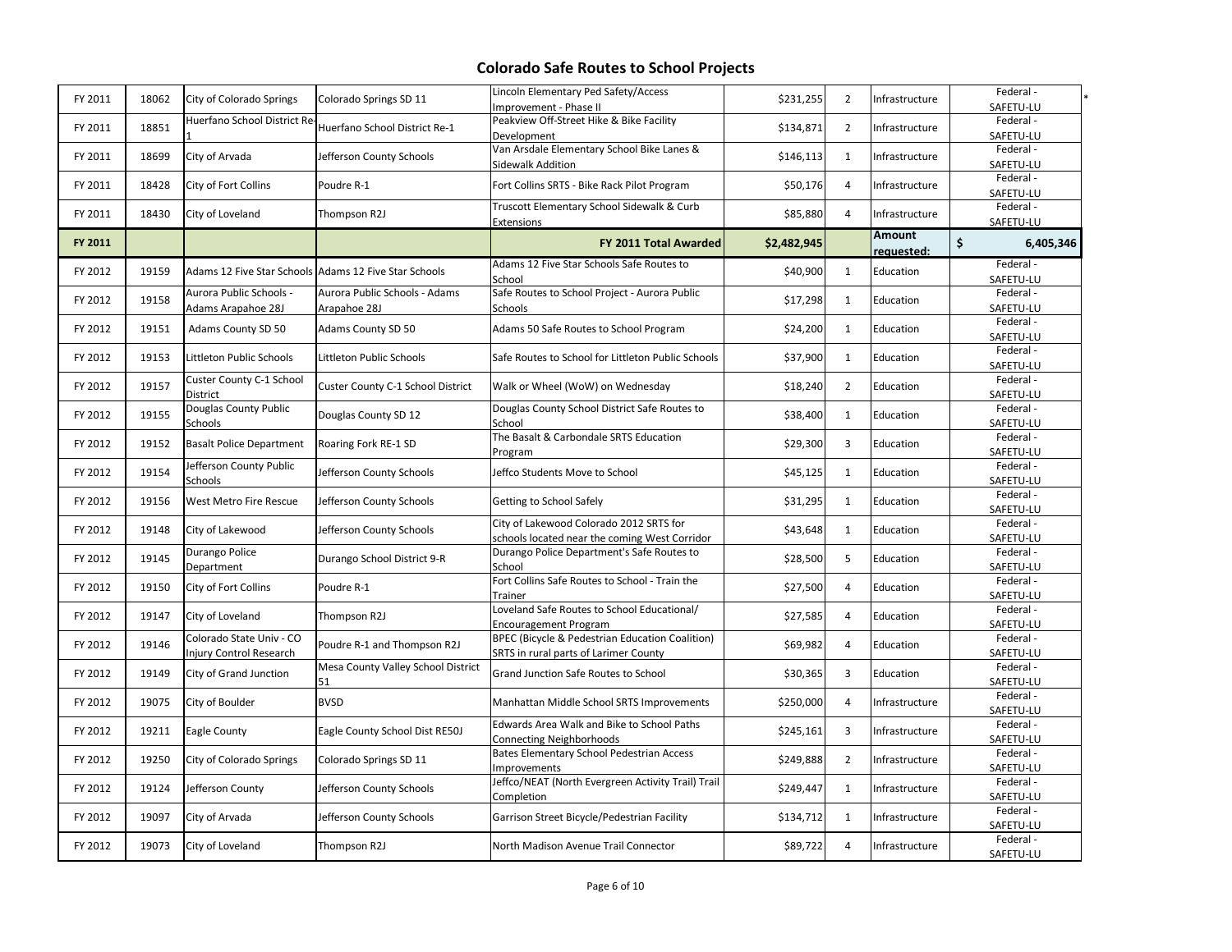# Colorado Safe Routes to School Projects

| | | | | | | | | | |
|---|---|---|---|---|---|---|---|---|---|
| FY 2011 | 18062 | City of Colorado Springs | Colorado Springs SD 11 | Lincoln Elementary Ped Safety/Access Improvement - Phase II | $231,255 | 2 | Infrastructure | Federal - SAFETU-LU | * |
| FY 2011 | 18851 | Huerfano School District Re-1 | Huerfano School District Re-1 | Peakview Off-Street Hike & Bike Facility Development | $134,871 | 2 | Infrastructure | Federal - SAFETU-LU | |
| FY 2011 | 18699 | City of Arvada | Jefferson County Schools | Van Arsdale Elementary School Bike Lanes & Sidewalk Addition | $146,113 | 1 | Infrastructure | Federal - SAFETU-LU | |
| FY 2011 | 18428 | City of Fort Collins | Poudre R-1 | Fort Collins SRTS - Bike Rack Pilot Program | $50,176 | 4 | Infrastructure | Federal - SAFETU-LU | |
| FY 2011 | 18430 | City of Loveland | Thompson R2J | Truscott Elementary School Sidewalk & Curb Extensions | $85,880 | 4 | Infrastructure | Federal - SAFETU-LU | |
| **FY 2011** | | | | **FY 2011 Total Awarded** | **$2,482,945** | | **Amount requested:** | **$ 6,405,346** | |
| FY 2012 | 19159 | Adams 12 Five Star Schools | Adams 12 Five Star Schools | Adams 12 Five Star Schools Safe Routes to School | $40,900 | 1 | Education | Federal - SAFETU-LU | |
| FY 2012 | 19158 | Aurora Public Schools - Adams Arapahoe 28J | Aurora Public Schools - Adams Arapahoe 28J | Safe Routes to School Project - Aurora Public Schools | $17,298 | 1 | Education | Federal - SAFETU-LU | |
| FY 2012 | 19151 | Adams County SD 50 | Adams County SD 50 | Adams 50 Safe Routes to School Program | $24,200 | 1 | Education | Federal - SAFETU-LU | |
| FY 2012 | 19153 | Littleton Public Schools | Littleton Public Schools | Safe Routes to School for Littleton Public Schools | $37,900 | 1 | Education | Federal - SAFETU-LU | |
| FY 2012 | 19157 | Custer County C-1 School District | Custer County C-1 School District | Walk or Wheel (WoW) on Wednesday | $18,240 | 2 | Education | Federal - SAFETU-LU | |
| FY 2012 | 19155 | Douglas County Public Schools | Douglas County SD 12 | Douglas County School District Safe Routes to School | $38,400 | 1 | Education | Federal - SAFETU-LU | |
| FY 2012 | 19152 | Basalt Police Department | Roaring Fork RE-1 SD | The Basalt & Carbondale SRTS Education Program | $29,300 | 3 | Education | Federal - SAFETU-LU | |
| FY 2012 | 19154 | Jefferson County Public Schools | Jefferson County Schools | Jeffco Students Move to School | $45,125 | 1 | Education | Federal - SAFETU-LU | |
| FY 2012 | 19156 | West Metro Fire Rescue | Jefferson County Schools | Getting to School Safely | $31,295 | 1 | Education | Federal - SAFETU-LU | |
| FY 2012 | 19148 | City of Lakewood | Jefferson County Schools | City of Lakewood Colorado 2012 SRTS for schools located near the coming West Corridor | $43,648 | 1 | Education | Federal - SAFETU-LU | |
| FY 2012 | 19145 | Durango Police Department | Durango School District 9-R | Durango Police Department's Safe Routes to School | $28,500 | 5 | Education | Federal - SAFETU-LU | |
| FY 2012 | 19150 | City of Fort Collins | Poudre R-1 | Fort Collins Safe Routes to School - Train the Trainer | $27,500 | 4 | Education | Federal - SAFETU-LU | |
| FY 2012 | 19147 | City of Loveland | Thompson R2J | Loveland Safe Routes to School Educational/ Encouragement Program | $27,585 | 4 | Education | Federal - SAFETU-LU | |
| FY 2012 | 19146 | Colorado State Univ - CO Injury Control Research | Poudre R-1 and Thompson R2J | BPEC (Bicycle & Pedestrian Education Coalition) SRTS in rural parts of Larimer County | $69,982 | 4 | Education | Federal - SAFETU-LU | |
| FY 2012 | 19149 | City of Grand Junction | Mesa County Valley School District 51 | Grand Junction Safe Routes to School | $30,365 | 3 | Education | Federal - SAFETU-LU | |
| FY 2012 | 19075 | City of Boulder | BVSD | Manhattan Middle School SRTS Improvements | $250,000 | 4 | Infrastructure | Federal - SAFETU-LU | |
| FY 2012 | 19211 | Eagle County | Eagle County School Dist RE50J | Edwards Area Walk and Bike to School Paths Connecting Neighborhoods | $245,161 | 3 | Infrastructure | Federal - SAFETU-LU | |
| FY 2012 | 19250 | City of Colorado Springs | Colorado Springs SD 11 | Bates Elementary School Pedestrian Access Improvements | $249,888 | 2 | Infrastructure | Federal - SAFETU-LU | |
| FY 2012 | 19124 | Jefferson County | Jefferson County Schools | Jeffco/NEAT (North Evergreen Activity Trail) Trail Completion | $249,447 | 1 | Infrastructure | Federal - SAFETU-LU | |
| FY 2012 | 19097 | City of Arvada | Jefferson County Schools | Garrison Street Bicycle/Pedestrian Facility | $134,712 | 1 | Infrastructure | Federal - SAFETU-LU | |
| FY 2012 | 19073 | City of Loveland | Thompson R2J | North Madison Avenue Trail Connector | $89,722 | 4 | Infrastructure | Federal - SAFETU-LU | |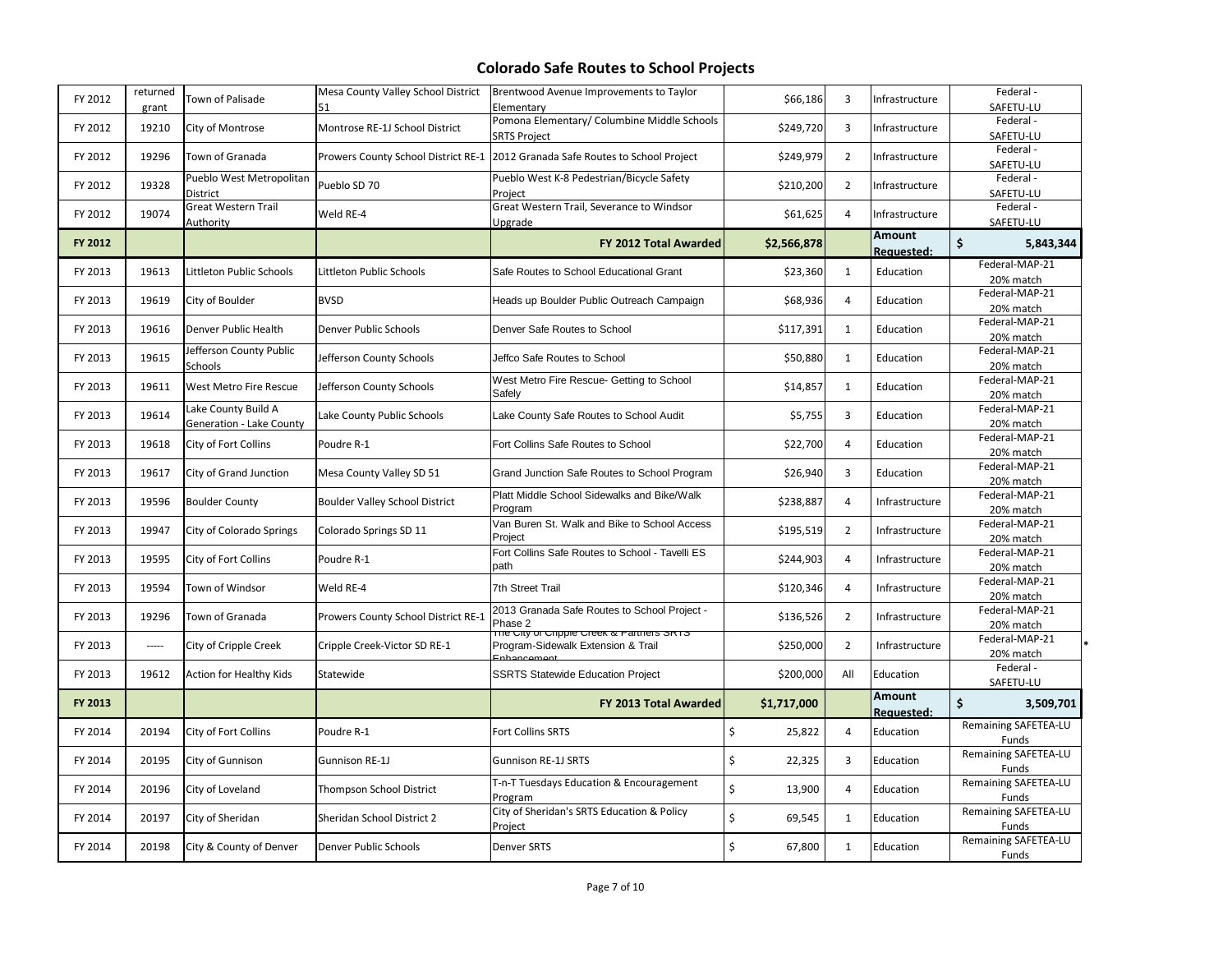# Colorado Safe Routes to School Projects

| | | | | | | | | |
|---|---|---|---|---|---|---|---|---|
| FY 2012 | returned grant | Town of Palisade | Mesa County Valley School District 51 | Brentwood Avenue Improvements to Taylor Elementary | $66,186 | 3 | Infrastructure | Federal - SAFETU-LU |
| FY 2012 | 19210 | City of Montrose | Montrose RE-1J School District | Pomona Elementary/ Columbine Middle Schools SRTS Project | $249,720 | 3 | Infrastructure | Federal - SAFETU-LU |
| FY 2012 | 19296 | Town of Granada | Prowers County School District RE-1 | 2012 Granada Safe Routes to School Project | $249,979 | 2 | Infrastructure | Federal - SAFETU-LU |
| FY 2012 | 19328 | Pueblo West Metropolitan District | Pueblo SD 70 | Pueblo West K-8 Pedestrian/Bicycle Safety Project | $210,200 | 2 | Infrastructure | Federal - SAFETU-LU |
| FY 2012 | 19074 | Great Western Trail Authority | Weld RE-4 | Great Western Trail, Severance to Windsor Upgrade | $61,625 | 4 | Infrastructure | Federal - SAFETU-LU |
| **FY 2012** | | | | **FY 2012 Total Awarded** | **$2,566,878** | | **Amount Requested:** | **$ 5,843,344** |
| FY 2013 | 19613 | Littleton Public Schools | Littleton Public Schools | Safe Routes to School Educational Grant | $23,360 | 1 | Education | Federal-MAP-21 20% match |
| FY 2013 | 19619 | City of Boulder | BVSD | Heads up Boulder Public Outreach Campaign | $68,936 | 4 | Education | Federal-MAP-21 20% match |
| FY 2013 | 19616 | Denver Public Health | Denver Public Schools | Denver Safe Routes to School | $117,391 | 1 | Education | Federal-MAP-21 20% match |
| FY 2013 | 19615 | Jefferson County Public Schools | Jefferson County Schools | Jeffco Safe Routes to School | $50,880 | 1 | Education | Federal-MAP-21 20% match |
| FY 2013 | 19611 | West Metro Fire Rescue | Jefferson County Schools | West Metro Fire Rescue- Getting to School Safely | $14,857 | 1 | Education | Federal-MAP-21 20% match |
| FY 2013 | 19614 | Lake County Build A Generation - Lake County | Lake County Public Schools | Lake County Safe Routes to School Audit | $5,755 | 3 | Education | Federal-MAP-21 20% match |
| FY 2013 | 19618 | City of Fort Collins | Poudre R-1 | Fort Collins Safe Routes to School | $22,700 | 4 | Education | Federal-MAP-21 20% match |
| FY 2013 | 19617 | City of Grand Junction | Mesa County Valley SD 51 | Grand Junction Safe Routes to School Program | $26,940 | 3 | Education | Federal-MAP-21 20% match |
| FY 2013 | 19596 | Boulder County | Boulder Valley School District | Platt Middle School Sidewalks and Bike/Walk Program | $238,887 | 4 | Infrastructure | Federal-MAP-21 20% match |
| FY 2013 | 19947 | City of Colorado Springs | Colorado Springs SD 11 | Van Buren St. Walk and Bike to School Access Project | $195,519 | 2 | Infrastructure | Federal-MAP-21 20% match |
| FY 2013 | 19595 | City of Fort Collins | Poudre R-1 | Fort Collins Safe Routes to School - Tavelli ES path | $244,903 | 4 | Infrastructure | Federal-MAP-21 20% match |
| FY 2013 | 19594 | Town of Windsor | Weld RE-4 | 7th Street Trail | $120,346 | 4 | Infrastructure | Federal-MAP-21 20% match |
| FY 2013 | 19296 | Town of Granada | Prowers County School District RE-1 | 2013 Granada Safe Routes to School Project - Phase 2 | $136,526 | 2 | Infrastructure | Federal-MAP-21 20% match |
| FY 2013 | ----- | City of Cripple Creek | Cripple Creek-Victor SD RE-1 | The City of Cripple Creek & Partners SRTS Program-Sidewalk Extension & Trail Enhancement | $250,000 | 2 | Infrastructure | Federal-MAP-21 20% match * |
| FY 2013 | 19612 | Action for Healthy Kids | Statewide | SSRTS Statewide Education Project | $200,000 | All | Education | Federal - SAFETU-LU |
| **FY 2013** | | | | **FY 2013 Total Awarded** | **$1,717,000** | | **Amount Requested:** | **$ 3,509,701** |
| FY 2014 | 20194 | City of Fort Collins | Poudre R-1 | Fort Collins SRTS | $ 25,822 | 4 | Education | Remaining SAFETEA-LU Funds |
| FY 2014 | 20195 | City of Gunnison | Gunnison RE-1J | Gunnison RE-1J SRTS | $ 22,325 | 3 | Education | Remaining SAFETEA-LU Funds |
| FY 2014 | 20196 | City of Loveland | Thompson School District | T-n-T Tuesdays Education & Encouragement Program | $ 13,900 | 4 | Education | Remaining SAFETEA-LU Funds |
| FY 2014 | 20197 | City of Sheridan | Sheridan School District 2 | City of Sheridan's SRTS Education & Policy Project | $ 69,545 | 1 | Education | Remaining SAFETEA-LU Funds |
| FY 2014 | 20198 | City & County of Denver | Denver Public Schools | Denver SRTS | $ 67,800 | 1 | Education | Remaining SAFETEA-LU Funds |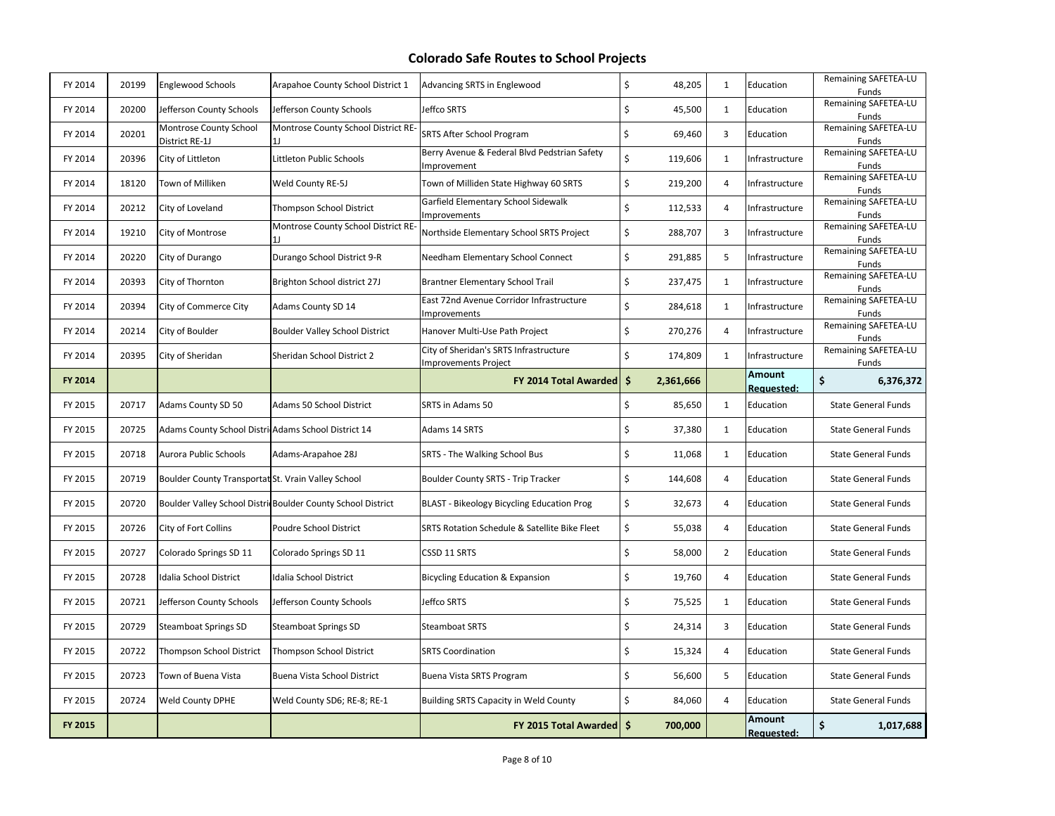# Colorado Safe Routes to School Projects

| | | | | | | | | |
|---|---|---|---|---|---|---|---|---|
| FY 2014 | 20199 | Englewood Schools | Arapahoe County School District 1 | Advancing SRTS in Englewood | $ 48,205 | 1 | Education | Remaining SAFETEA-LU Funds |
| FY 2014 | 20200 | Jefferson County Schools | Jefferson County Schools | Jeffco SRTS | $ 45,500 | 1 | Education | Remaining SAFETEA-LU Funds |
| FY 2014 | 20201 | Montrose County School District RE-1J | Montrose County School District RE-1J | SRTS After School Program | $ 69,460 | 3 | Education | Remaining SAFETEA-LU Funds |
| FY 2014 | 20396 | City of Littleton | Littleton Public Schools | Berry Avenue & Federal Blvd Pedstrian Safety Improvement | $ 119,606 | 1 | Infrastructure | Remaining SAFETEA-LU Funds |
| FY 2014 | 18120 | Town of Milliken | Weld County RE-5J | Town of Milliden State Highway 60 SRTS | $ 219,200 | 4 | Infrastructure | Remaining SAFETEA-LU Funds |
| FY 2014 | 20212 | City of Loveland | Thompson School District | Garfield Elementary School Sidewalk Improvements | $ 112,533 | 4 | Infrastructure | Remaining SAFETEA-LU Funds |
| FY 2014 | 19210 | City of Montrose | Montrose County School District RE-1J | Northside Elementary School SRTS Project | $ 288,707 | 3 | Infrastructure | Remaining SAFETEA-LU Funds |
| FY 2014 | 20220 | City of Durango | Durango School District 9-R | Needham Elementary School Connect | $ 291,885 | 5 | Infrastructure | Remaining SAFETEA-LU Funds |
| FY 2014 | 20393 | City of Thornton | Brighton School district 27J | Brantner Elementary School Trail | $ 237,475 | 1 | Infrastructure | Remaining SAFETEA-LU Funds |
| FY 2014 | 20394 | City of Commerce City | Adams County SD 14 | East 72nd Avenue Corridor Infrastructure Improvements | $ 284,618 | 1 | Infrastructure | Remaining SAFETEA-LU Funds |
| FY 2014 | 20214 | City of Boulder | Boulder Valley School District | Hanover Multi-Use Path Project | $ 270,276 | 4 | Infrastructure | Remaining SAFETEA-LU Funds |
| FY 2014 | 20395 | City of Sheridan | Sheridan School District 2 | City of Sheridan's SRTS Infrastructure Improvements Project | $ 174,809 | 1 | Infrastructure | Remaining SAFETEA-LU Funds |
| **FY 2014** | | | | **FY 2014 Total Awarded** | **$ 2,361,666** | | **Amount Requested:** | **$ 6,376,372** |
| FY 2015 | 20717 | Adams County SD 50 | Adams 50 School District | SRTS in Adams 50 | $ 85,650 | 1 | Education | State General Funds |
| FY 2015 | 20725 | Adams County School Distri | Adams School District 14 | Adams 14 SRTS | $ 37,380 | 1 | Education | State General Funds |
| FY 2015 | 20718 | Aurora Public Schools | Adams-Arapahoe 28J | SRTS - The Walking School Bus | $ 11,068 | 1 | Education | State General Funds |
| FY 2015 | 20719 | Boulder County Transportat | St. Vrain Valley School | Boulder County SRTS - Trip Tracker | $ 144,608 | 4 | Education | State General Funds |
| FY 2015 | 20720 | Boulder Valley School Distri | Boulder County School District | BLAST - Bikeology Bicycling Education Prog | $ 32,673 | 4 | Education | State General Funds |
| FY 2015 | 20726 | City of Fort Collins | Poudre School District | SRTS Rotation Schedule & Satellite Bike Fleet | $ 55,038 | 4 | Education | State General Funds |
| FY 2015 | 20727 | Colorado Springs SD 11 | Colorado Springs SD 11 | CSSD 11 SRTS | $ 58,000 | 2 | Education | State General Funds |
| FY 2015 | 20728 | Idalia School District | Idalia School District | Bicycling Education & Expansion | $ 19,760 | 4 | Education | State General Funds |
| FY 2015 | 20721 | Jefferson County Schools | Jefferson County Schools | Jeffco SRTS | $ 75,525 | 1 | Education | State General Funds |
| FY 2015 | 20729 | Steamboat Springs SD | Steamboat Springs SD | Steamboat SRTS | $ 24,314 | 3 | Education | State General Funds |
| FY 2015 | 20722 | Thompson School District | Thompson School District | SRTS Coordination | $ 15,324 | 4 | Education | State General Funds |
| FY 2015 | 20723 | Town of Buena Vista | Buena Vista School District | Buena Vista SRTS Program | $ 56,600 | 5 | Education | State General Funds |
| FY 2015 | 20724 | Weld County DPHE | Weld County SD6; RE-8; RE-1 | Building SRTS Capacity in Weld County | $ 84,060 | 4 | Education | State General Funds |
| **FY 2015** | | | | **FY 2015 Total Awarded** | **$ 700,000** | | **Amount Requested:** | **$ 1,017,688** |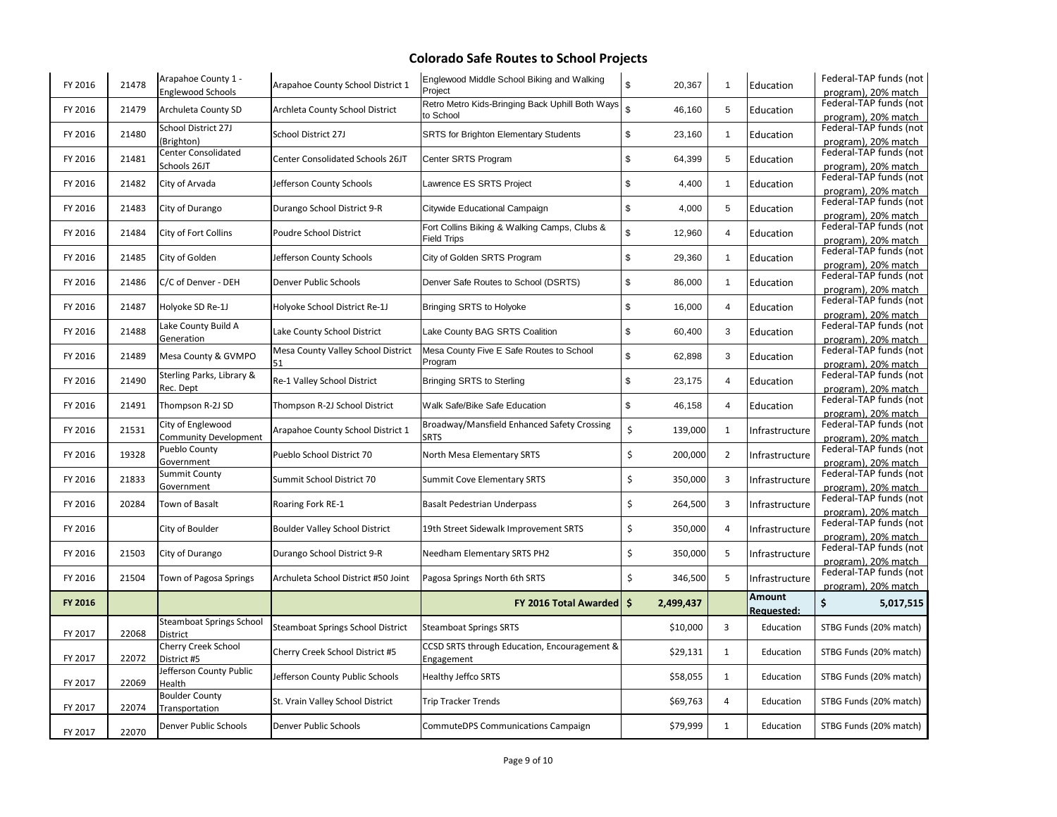# Colorado Safe Routes to School Projects

| | | | | | | | | |
|---|---|---|---|---|---|---|---|---|
| FY 2016 | 21478 | Arapahoe County 1 - Englewood Schools | Arapahoe County School District 1 | Englewood Middle School Biking and Walking Project | $ 20,367 | 1 | Education | Federal-TAP funds (not program), 20% match |
| FY 2016 | 21479 | Archuleta County SD | Archleta County School District | Retro Metro Kids-Bringing Back Uphill Both Ways to School | $ 46,160 | 5 | Education | Federal-TAP funds (not program), 20% match |
| FY 2016 | 21480 | School District 27J (Brighton) | School District 27J | SRTS for Brighton Elementary Students | $ 23,160 | 1 | Education | Federal-TAP funds (not program), 20% match |
| FY 2016 | 21481 | Center Consolidated Schools 26JT | Center Consolidated Schools 26JT | Center SRTS Program | $ 64,399 | 5 | Education | Federal-TAP funds (not program), 20% match |
| FY 2016 | 21482 | City of Arvada | Jefferson County Schools | Lawrence ES SRTS Project | $ 4,400 | 1 | Education | Federal-TAP funds (not program), 20% match |
| FY 2016 | 21483 | City of Durango | Durango School District 9-R | Citywide Educational Campaign | $ 4,000 | 5 | Education | Federal-TAP funds (not program), 20% match |
| FY 2016 | 21484 | City of Fort Collins | Poudre School District | Fort Collins Biking & Walking Camps, Clubs & Field Trips | $ 12,960 | 4 | Education | Federal-TAP funds (not program), 20% match |
| FY 2016 | 21485 | City of Golden | Jefferson County Schools | City of Golden SRTS Program | $ 29,360 | 1 | Education | Federal-TAP funds (not program), 20% match |
| FY 2016 | 21486 | C/C of Denver - DEH | Denver Public Schools | Denver Safe Routes to School (DSRTS) | $ 86,000 | 1 | Education | Federal-TAP funds (not program), 20% match |
| FY 2016 | 21487 | Holyoke SD Re-1J | Holyoke School District Re-1J | Bringing SRTS to Holyoke | $ 16,000 | 4 | Education | Federal-TAP funds (not program), 20% match |
| FY 2016 | 21488 | Lake County Build A Generation | Lake County School District | Lake County BAG SRTS Coalition | $ 60,400 | 3 | Education | Federal-TAP funds (not program), 20% match |
| FY 2016 | 21489 | Mesa County & GVMPO | Mesa County Valley School District 51 | Mesa County Five E Safe Routes to School Program | $ 62,898 | 3 | Education | Federal-TAP funds (not program), 20% match |
| FY 2016 | 21490 | Sterling Parks, Library & Rec. Dept | Re-1 Valley School District | Bringing SRTS to Sterling | $ 23,175 | 4 | Education | Federal-TAP funds (not program), 20% match |
| FY 2016 | 21491 | Thompson R-2J SD | Thompson R-2J School District | Walk Safe/Bike Safe Education | $ 46,158 | 4 | Education | Federal-TAP funds (not program), 20% match |
| FY 2016 | 21531 | City of Englewood Community Development | Arapahoe County School District 1 | Broadway/Mansfield Enhanced Safety Crossing SRTS | $ 139,000 | 1 | Infrastructure | Federal-TAP funds (not program), 20% match |
| FY 2016 | 19328 | Pueblo County Government | Pueblo School District 70 | North Mesa Elementary SRTS | $ 200,000 | 2 | Infrastructure | Federal-TAP funds (not program), 20% match |
| FY 2016 | 21833 | Summit County Government | Summit School District 70 | Summit Cove Elementary SRTS | $ 350,000 | 3 | Infrastructure | Federal-TAP funds (not program), 20% match |
| FY 2016 | 20284 | Town of Basalt | Roaring Fork RE-1 | Basalt Pedestrian Underpass | $ 264,500 | 3 | Infrastructure | Federal-TAP funds (not program), 20% match |
| FY 2016 | | City of Boulder | Boulder Valley School District | 19th Street Sidewalk Improvement SRTS | $ 350,000 | 4 | Infrastructure | Federal-TAP funds (not program), 20% match |
| FY 2016 | 21503 | City of Durango | Durango School District 9-R | Needham Elementary SRTS PH2 | $ 350,000 | 5 | Infrastructure | Federal-TAP funds (not program), 20% match |
| FY 2016 | 21504 | Town of Pagosa Springs | Archuleta School District #50 Joint | Pagosa Springs North 6th SRTS | $ 346,500 | 5 | Infrastructure | Federal-TAP funds (not program), 20% match |
| **FY 2016** | | | | **FY 2016 Total Awarded** | **$ 2,499,437** | | **Amount Requested:** | **$ 5,017,515** |
| FY 2017 | 22068 | Steamboat Springs School District | Steamboat Springs School District | Steamboat Springs SRTS | $10,000 | 3 | Education | STBG Funds (20% match) |
| FY 2017 | 22072 | Cherry Creek School District #5 | Cherry Creek School District #5 | CCSD SRTS through Education, Encouragement & Engagement | $29,131 | 1 | Education | STBG Funds (20% match) |
| FY 2017 | 22069 | Jefferson County Public Health | Jefferson County Public Schools | Healthy Jeffco SRTS | $58,055 | 1 | Education | STBG Funds (20% match) |
| FY 2017 | 22074 | Boulder County Transportation | St. Vrain Valley School District | Trip Tracker Trends | $69,763 | 4 | Education | STBG Funds (20% match) |
| FY 2017 | 22070 | Denver Public Schools | Denver Public Schools | CommuteDPS Communications Campaign | $79,999 | 1 | Education | STBG Funds (20% match) |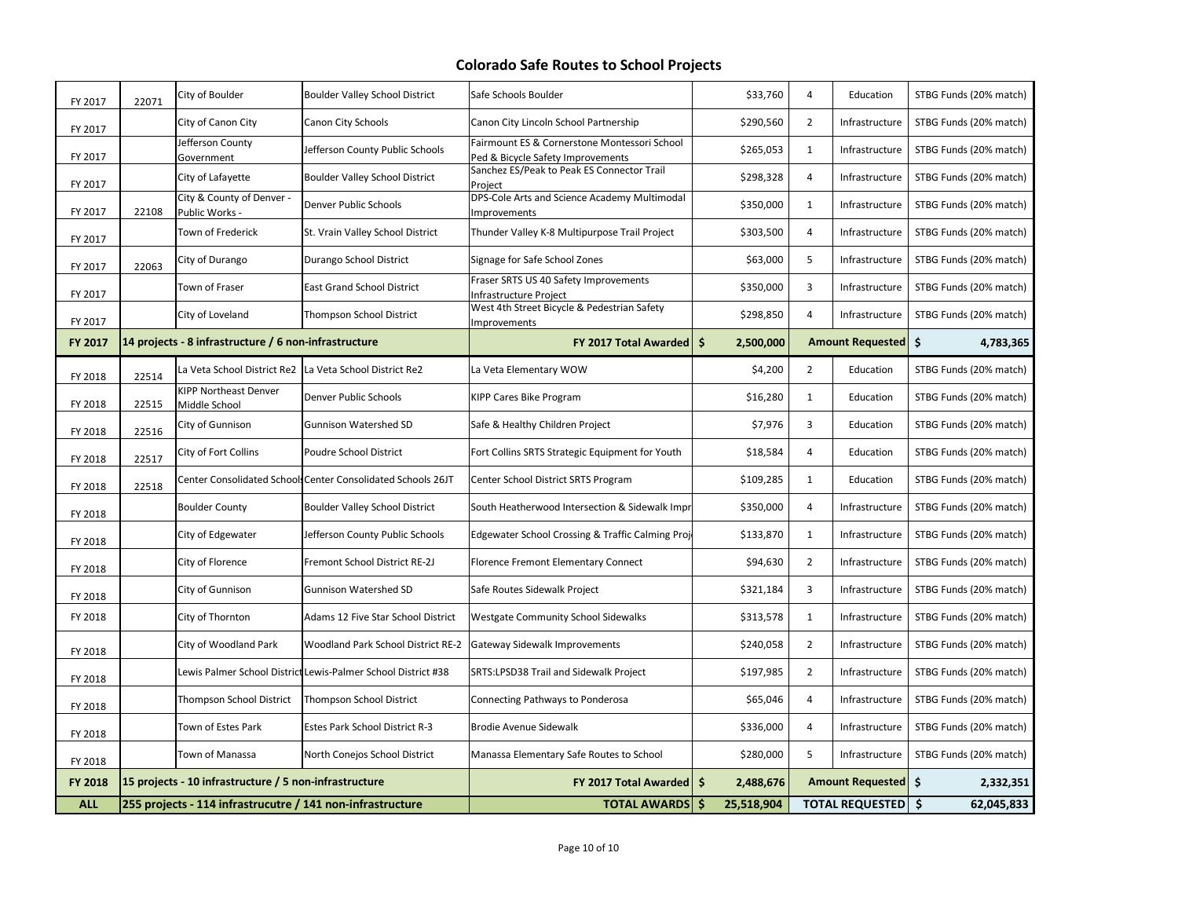# Colorado Safe Routes to School Projects

| | | | | | | | | |
|---|---|---|---|---|---|---|---|---|
| FY 2017 | 22071 | City of Boulder | Boulder Valley School District | Safe Schools Boulder | $33,760 | 4 | Education | STBG Funds (20% match) |
| FY 2017 | | City of Canon City | Canon City Schools | Canon City Lincoln School Partnership | $290,560 | 2 | Infrastructure | STBG Funds (20% match) |
| FY 2017 | | Jefferson County Government | Jefferson County Public Schools | Fairmount ES & Cornerstone Montessori School Ped & Bicycle Safety Improvements | $265,053 | 1 | Infrastructure | STBG Funds (20% match) |
| FY 2017 | | City of Lafayette | Boulder Valley School District | Sanchez ES/Peak to Peak ES Connector Trail Project | $298,328 | 4 | Infrastructure | STBG Funds (20% match) |
| FY 2017 | 22108 | City & County of Denver - Public Works - | Denver Public Schools | DPS-Cole Arts and Science Academy Multimodal Improvements | $350,000 | 1 | Infrastructure | STBG Funds (20% match) |
| FY 2017 | | Town of Frederick | St. Vrain Valley School District | Thunder Valley K-8 Multipurpose Trail Project | $303,500 | 4 | Infrastructure | STBG Funds (20% match) |
| FY 2017 | 22063 | City of Durango | Durango School District | Signage for Safe School Zones | $63,000 | 5 | Infrastructure | STBG Funds (20% match) |
| FY 2017 | | Town of Fraser | East Grand School District | Fraser SRTS US 40 Safety Improvements Infrastructure Project | $350,000 | 3 | Infrastructure | STBG Funds (20% match) |
| FY 2017 | | City of Loveland | Thompson School District | West 4th Street Bicycle & Pedestrian Safety Improvements | $298,850 | 4 | Infrastructure | STBG Funds (20% match) |
| **FY 2017** | **14 projects - 8 infrastructure / 6 non-infrastructure** | | | **FY 2017 Total Awarded** | **$ 2,500,000** | **Amount Requested** | | **$ 4,783,365** |
| FY 2018 | 22514 | La Veta School District Re2 | La Veta School District Re2 | La Veta Elementary WOW | $4,200 | 2 | Education | STBG Funds (20% match) |
| FY 2018 | 22515 | KIPP Northeast Denver Middle School | Denver Public Schools | KIPP Cares Bike Program | $16,280 | 1 | Education | STBG Funds (20% match) |
| FY 2018 | 22516 | City of Gunnison | Gunnison Watershed SD | Safe & Healthy Children Project | $7,976 | 3 | Education | STBG Funds (20% match) |
| FY 2018 | 22517 | City of Fort Collins | Poudre School District | Fort Collins SRTS Strategic Equipment for Youth | $18,584 | 4 | Education | STBG Funds (20% match) |
| FY 2018 | 22518 | Center Consolidated School | Center Consolidated Schools 26JT | Center School District SRTS Program | $109,285 | 1 | Education | STBG Funds (20% match) |
| FY 2018 | | Boulder County | Boulder Valley School District | South Heatherwood Intersection & Sidewalk Impr | $350,000 | 4 | Infrastructure | STBG Funds (20% match) |
| FY 2018 | | City of Edgewater | Jefferson County Public Schools | Edgewater School Crossing & Traffic Calming Proj | $133,870 | 1 | Infrastructure | STBG Funds (20% match) |
| FY 2018 | | City of Florence | Fremont School District RE-2J | Florence Fremont Elementary Connect | $94,630 | 2 | Infrastructure | STBG Funds (20% match) |
| FY 2018 | | City of Gunnison | Gunnison Watershed SD | Safe Routes Sidewalk Project | $321,184 | 3 | Infrastructure | STBG Funds (20% match) |
| FY 2018 | | City of Thornton | Adams 12 Five Star School District | Westgate Community School Sidewalks | $313,578 | 1 | Infrastructure | STBG Funds (20% match) |
| FY 2018 | | City of Woodland Park | Woodland Park School District RE-2 | Gateway Sidewalk Improvements | $240,058 | 2 | Infrastructure | STBG Funds (20% match) |
| FY 2018 | | Lewis Palmer School District | Lewis-Palmer School District #38 | SRTS:LPSD38 Trail and Sidewalk Project | $197,985 | 2 | Infrastructure | STBG Funds (20% match) |
| FY 2018 | | Thompson School District | Thompson School District | Connecting Pathways to Ponderosa | $65,046 | 4 | Infrastructure | STBG Funds (20% match) |
| FY 2018 | | Town of Estes Park | Estes Park School District R-3 | Brodie Avenue Sidewalk | $336,000 | 4 | Infrastructure | STBG Funds (20% match) |
| FY 2018 | | Town of Manassa | North Conejos School District | Manassa Elementary Safe Routes to School | $280,000 | 5 | Infrastructure | STBG Funds (20% match) |
| **FY 2018** | **15 projects - 10 infrastructure / 5 non-infrastructure** | | | **FY 2017 Total Awarded** | **$ 2,488,676** | **Amount Requested** | | **$ 2,332,351** |
| **ALL** | **255 projects - 114 infrastrucutre / 141 non-infrastructure** | | | **TOTAL AWARDS** | **$ 25,518,904** | **TOTAL REQUESTED** | | **$ 62,045,833** |